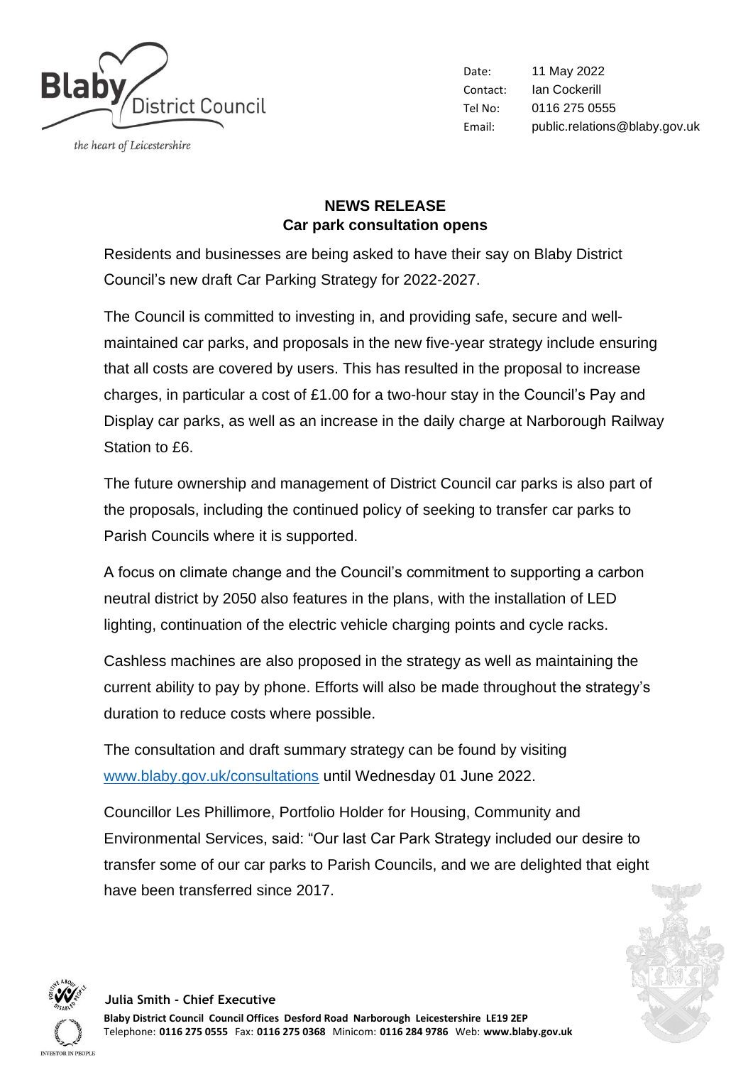Blaby District Council

*the heart of Leicestershire*

| | |
|---|---|
| Date: | 11 May 2022 |
| Contact: | Ian Cockerill |
| Tel No: | 0116 275 0555 |
| Email: | public.relations@blaby.gov.uk |

## NEWS RELEASE
## Car park consultation opens

Residents and businesses are being asked to have their say on Blaby District Council's new draft Car Parking Strategy for 2022-2027.

The Council is committed to investing in, and providing safe, secure and well-maintained car parks, and proposals in the new five-year strategy include ensuring that all costs are covered by users. This has resulted in the proposal to increase charges, in particular a cost of £1.00 for a two-hour stay in the Council's Pay and Display car parks, as well as an increase in the daily charge at Narborough Railway Station to £6.

The future ownership and management of District Council car parks is also part of the proposals, including the continued policy of seeking to transfer car parks to Parish Councils where it is supported.

A focus on climate change and the Council's commitment to supporting a carbon neutral district by 2050 also features in the plans, with the installation of LED lighting, continuation of the electric vehicle charging points and cycle racks.

Cashless machines are also proposed in the strategy as well as maintaining the current ability to pay by phone. Efforts will also be made throughout the strategy's duration to reduce costs where possible.

The consultation and draft summary strategy can be found by visiting [www.blaby.gov.uk/consultations](http://www.blaby.gov.uk/consultations) until Wednesday 01 June 2022.

Councillor Les Phillimore, Portfolio Holder for Housing, Community and Environmental Services, said: "Our last Car Park Strategy included our desire to transfer some of our car parks to Parish Councils, and we are delighted that eight have been transferred since 2017.

**Julia Smith - Chief Executive**

**Blaby District Council Council Offices Desford Road Narborough Leicestershire LE19 2EP**
Telephone: **0116 275 0555** Fax: **0116 275 0368** Minicom: **0116 284 9786** Web: **www.blaby.gov.uk**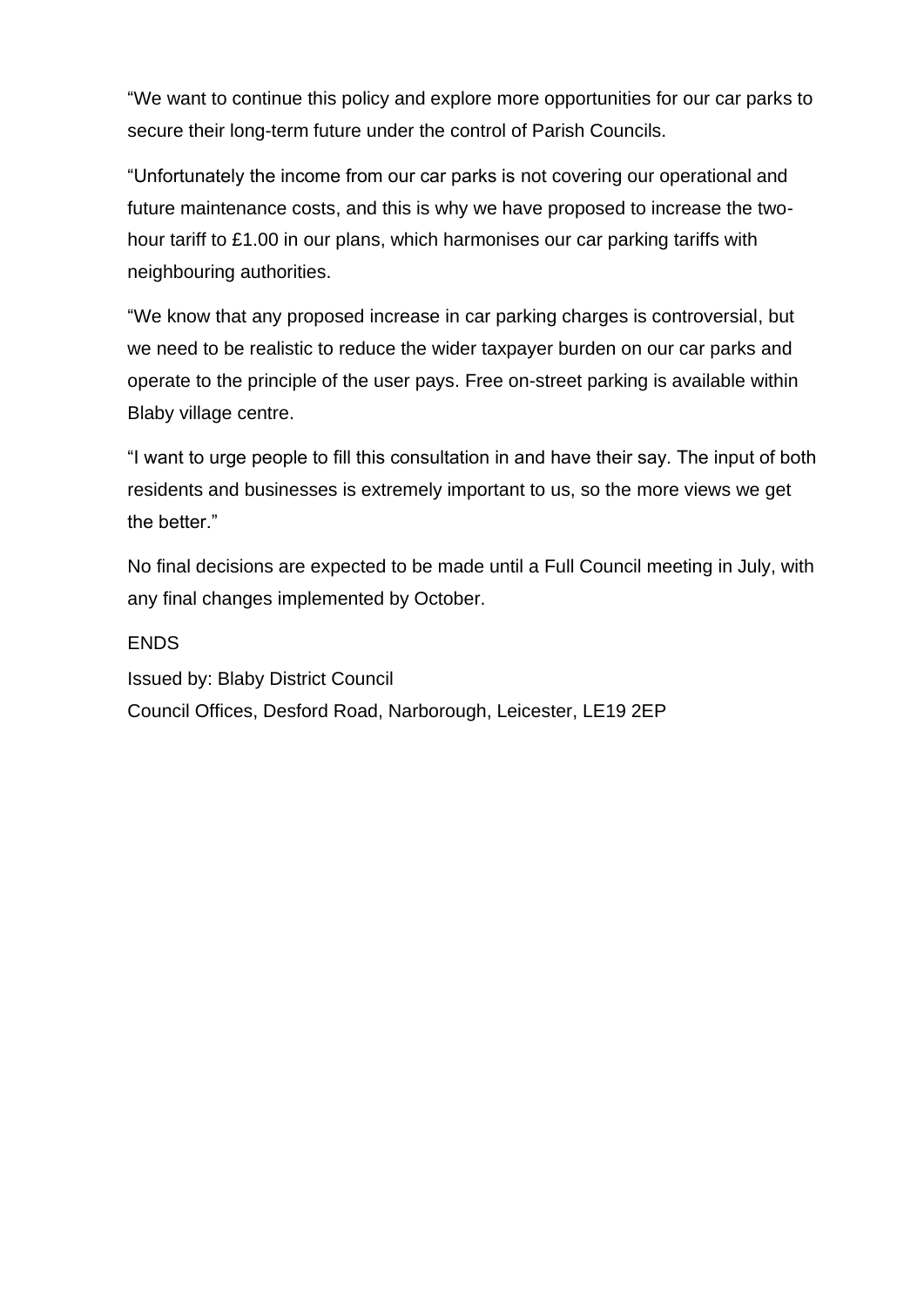"We want to continue this policy and explore more opportunities for our car parks to secure their long-term future under the control of Parish Councils.

"Unfortunately the income from our car parks is not covering our operational and future maintenance costs, and this is why we have proposed to increase the two-hour tariff to £1.00 in our plans, which harmonises our car parking tariffs with neighbouring authorities.

"We know that any proposed increase in car parking charges is controversial, but we need to be realistic to reduce the wider taxpayer burden on our car parks and operate to the principle of the user pays. Free on-street parking is available within Blaby village centre.

"I want to urge people to fill this consultation in and have their say. The input of both residents and businesses is extremely important to us, so the more views we get the better."

No final decisions are expected to be made until a Full Council meeting in July, with any final changes implemented by October.

ENDS

Issued by: Blaby District Council
Council Offices, Desford Road, Narborough, Leicester, LE19 2EP